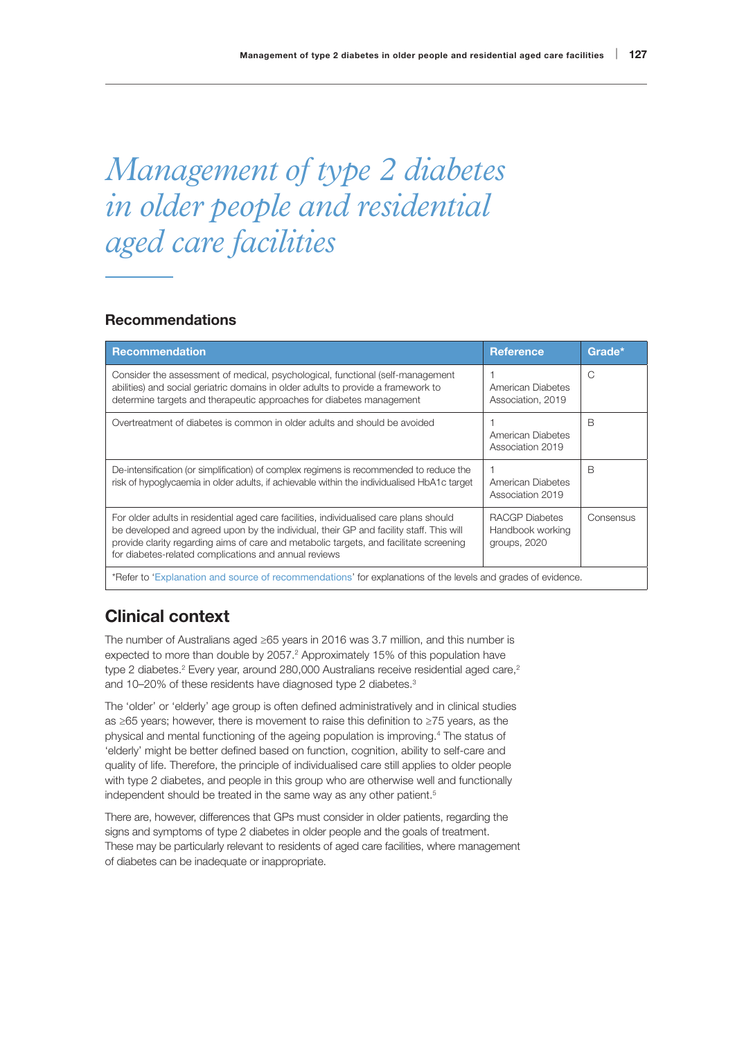# *Management of type 2 diabetes in older people and residential aged care facilities*

## Recommendations

| Recommendation | Reference | Grade* |
|---|---|---|
| Consider the assessment of medical, psychological, functional (self-management abilities) and social geriatric domains in older adults to provide a framework to determine targets and therapeutic approaches for diabetes management | 1 American Diabetes Association, 2019 | C |
| Overtreatment of diabetes is common in older adults and should be avoided | 1 American Diabetes Association 2019 | B |
| De-intensification (or simplification) of complex regimens is recommended to reduce the risk of hypoglycaemia in older adults, if achievable within the individualised HbA1c target | 1 American Diabetes Association 2019 | B |
| For older adults in residential aged care facilities, individualised care plans should be developed and agreed upon by the individual, their GP and facility staff. This will provide clarity regarding aims of care and metabolic targets, and facilitate screening for diabetes-related complications and annual reviews | RACGP Diabetes Handbook working groups, 2020 | Consensus |
| *Refer to 'Explanation and source of recommendations' for explanations of the levels and grades of evidence. | | |

## Clinical context

The number of Australians aged ≥65 years in 2016 was 3.7 million, and this number is expected to more than double by 2057.[2] Approximately 15% of this population have type 2 diabetes.[2] Every year, around 280,000 Australians receive residential aged care,[2] and 10–20% of these residents have diagnosed type 2 diabetes.[3]

The 'older' or 'elderly' age group is often defined administratively and in clinical studies as ≥65 years; however, there is movement to raise this definition to ≥75 years, as the physical and mental functioning of the ageing population is improving.[4] The status of 'elderly' might be better defined based on function, cognition, ability to self-care and quality of life. Therefore, the principle of individualised care still applies to older people with type 2 diabetes, and people in this group who are otherwise well and functionally independent should be treated in the same way as any other patient.[5]

There are, however, differences that GPs must consider in older patients, regarding the signs and symptoms of type 2 diabetes in older people and the goals of treatment. These may be particularly relevant to residents of aged care facilities, where management of diabetes can be inadequate or inappropriate.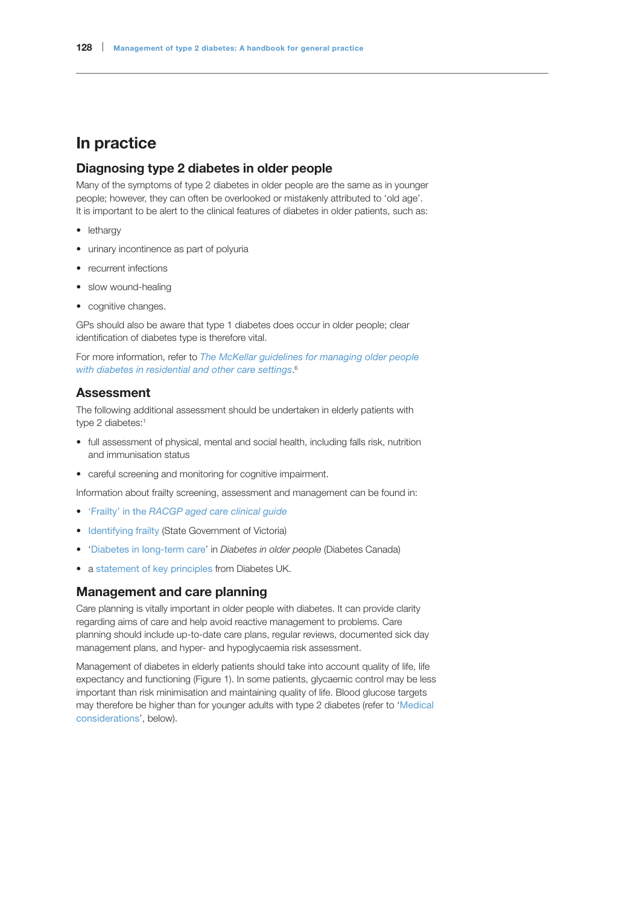# In practice

## Diagnosing type 2 diabetes in older people

Many of the symptoms of type 2 diabetes in older people are the same as in younger people; however, they can often be overlooked or mistakenly attributed to 'old age'. It is important to be alert to the clinical features of diabetes in older patients, such as:

- lethargy
- urinary incontinence as part of polyuria
- recurrent infections
- slow wound-healing
- cognitive changes.

GPs should also be aware that type 1 diabetes does occur in older people; clear identification of diabetes type is therefore vital.

For more information, refer to *The McKellar guidelines for managing older people with diabetes in residential and other care settings*.[6]

## Assessment

The following additional assessment should be undertaken in elderly patients with type 2 diabetes:[1]

- full assessment of physical, mental and social health, including falls risk, nutrition and immunisation status
- careful screening and monitoring for cognitive impairment.

Information about frailty screening, assessment and management can be found in:

- 'Frailty' in the *RACGP aged care clinical guide*
- Identifying frailty (State Government of Victoria)
- 'Diabetes in long-term care' in *Diabetes in older people* (Diabetes Canada)
- a statement of key principles from Diabetes UK.

## Management and care planning

Care planning is vitally important in older people with diabetes. It can provide clarity regarding aims of care and help avoid reactive management to problems. Care planning should include up-to-date care plans, regular reviews, documented sick day management plans, and hyper- and hypoglycaemia risk assessment.

Management of diabetes in elderly patients should take into account quality of life, life expectancy and functioning (Figure 1). In some patients, glycaemic control may be less important than risk minimisation and maintaining quality of life. Blood glucose targets may therefore be higher than for younger adults with type 2 diabetes (refer to 'Medical considerations', below).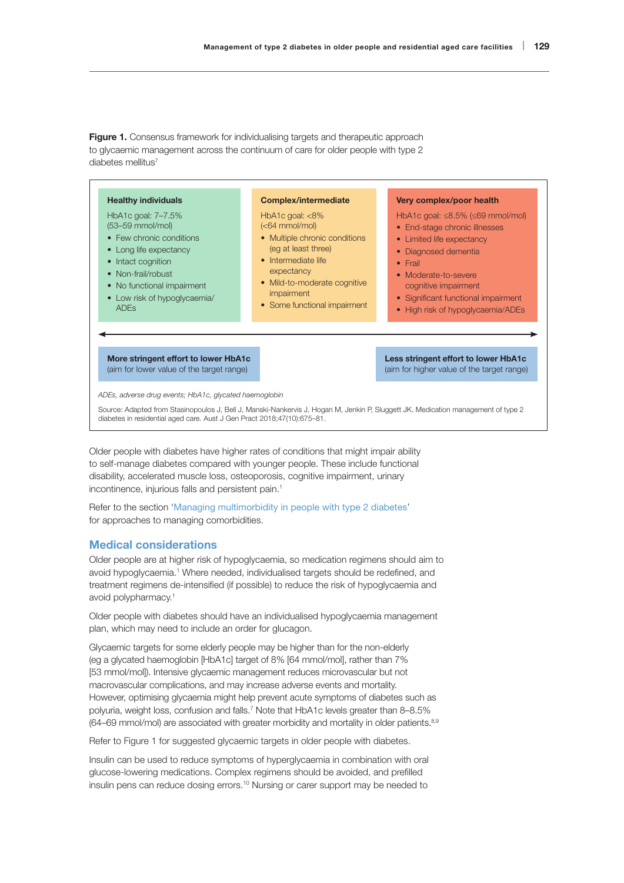**Figure 1.** Consensus framework for individualising targets and therapeutic approach to glycaemic management across the continuum of care for older people with type 2 diabetes mellitus[7]

| Healthy individuals | Complex/intermediate | Very complex/poor health |
|---|---|---|
| HbA1c goal: 7–7.5% (53–59 mmol/mol) | HbA1c goal: <8% (<64 mmol/mol) | HbA1c goal: ≤8.5% (≤69 mmol/mol) |
| • Few chronic conditions<br>• Long life expectancy<br>• Intact cognition<br>• Non-frail/robust<br>• No functional impairment<br>• Low risk of hypoglycaemia/ADEs | • Multiple chronic conditions (eg at least three)<br>• Intermediate life expectancy<br>• Mild-to-moderate cognitive impairment<br>• Some functional impairment | • End-stage chronic illnesses<br>• Limited life expectancy<br>• Diagnosed dementia<br>• Frail<br>• Moderate-to-severe cognitive impairment<br>• Significant functional impairment<br>• High risk of hypoglycaemia/ADEs |

**More stringent effort to lower HbA1c** (aim for lower value of the target range) ⟷ **Less stringent effort to lower HbA1c** (aim for higher value of the target range)

*ADEs, adverse drug events; HbA1c, glycated haemoglobin*

Source: Adapted from Stasinopoulos J, Bell J, Manski-Nankervis J, Hogan M, Jenkin P, Sluggett JK. Medication management of type 2 diabetes in residential aged care. Aust J Gen Pract 2018;47(10):675–81.

Older people with diabetes have higher rates of conditions that might impair ability to self-manage diabetes compared with younger people. These include functional disability, accelerated muscle loss, osteoporosis, cognitive impairment, urinary incontinence, injurious falls and persistent pain.[1]

Refer to the section 'Managing multimorbidity in people with type 2 diabetes' for approaches to managing comorbidities.

## Medical considerations

Older people are at higher risk of hypoglycaemia, so medication regimens should aim to avoid hypoglycaemia.[1] Where needed, individualised targets should be redefined, and treatment regimens de-intensified (if possible) to reduce the risk of hypoglycaemia and avoid polypharmacy.[1]

Older people with diabetes should have an individualised hypoglycaemia management plan, which may need to include an order for glucagon.

Glycaemic targets for some elderly people may be higher than for the non-elderly (eg a glycated haemoglobin [HbA1c] target of 8% [64 mmol/mol], rather than 7% [53 mmol/mol]). Intensive glycaemic management reduces microvascular but not macrovascular complications, and may increase adverse events and mortality. However, optimising glycaemia might help prevent acute symptoms of diabetes such as polyuria, weight loss, confusion and falls.[7] Note that HbA1c levels greater than 8–8.5% (64–69 mmol/mol) are associated with greater morbidity and mortality in older patients.[8,9]

Refer to Figure 1 for suggested glycaemic targets in older people with diabetes.

Insulin can be used to reduce symptoms of hyperglycaemia in combination with oral glucose-lowering medications. Complex regimens should be avoided, and prefilled insulin pens can reduce dosing errors.[10] Nursing or carer support may be needed to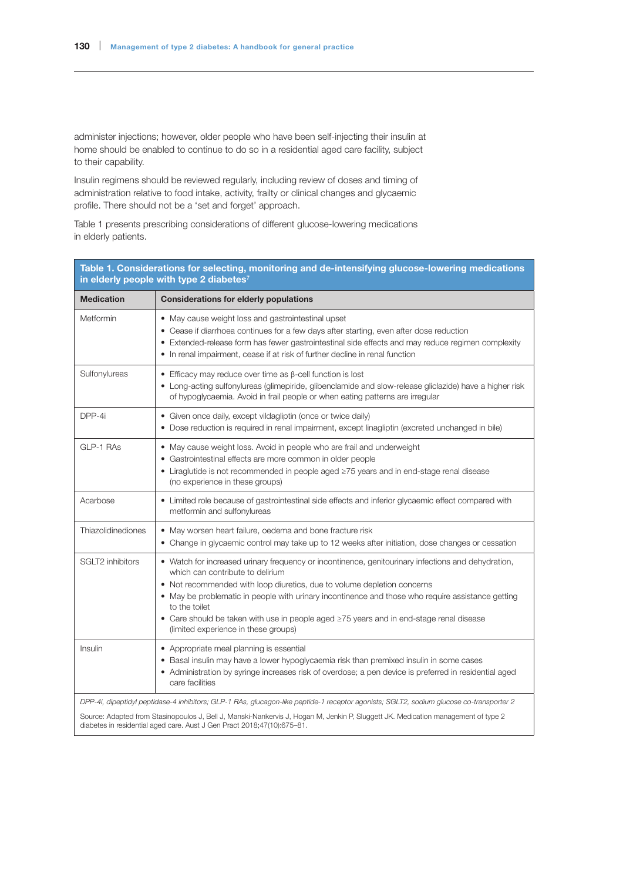administer injections; however, older people who have been self-injecting their insulin at home should be enabled to continue to do so in a residential aged care facility, subject to their capability.

Insulin regimens should be reviewed regularly, including review of doses and timing of administration relative to food intake, activity, frailty or clinical changes and glycaemic profile. There should not be a 'set and forget' approach.

Table 1 presents prescribing considerations of different glucose-lowering medications in elderly patients.

**Table 1. Considerations for selecting, monitoring and de-intensifying glucose-lowering medications in elderly people with type 2 diabetes[7]**

| Medication | Considerations for elderly populations |
|---|---|
| Metformin | • May cause weight loss and gastrointestinal upset<br>• Cease if diarrhoea continues for a few days after starting, even after dose reduction<br>• Extended-release form has fewer gastrointestinal side effects and may reduce regimen complexity<br>• In renal impairment, cease if at risk of further decline in renal function |
| Sulfonylureas | • Efficacy may reduce over time as β-cell function is lost<br>• Long-acting sulfonylureas (glimepiride, glibenclamide and slow-release gliclazide) have a higher risk of hypoglycaemia. Avoid in frail people or when eating patterns are irregular |
| DPP-4i | • Given once daily, except vildagliptin (once or twice daily)<br>• Dose reduction is required in renal impairment, except linagliptin (excreted unchanged in bile) |
| GLP-1 RAs | • May cause weight loss. Avoid in people who are frail and underweight<br>• Gastrointestinal effects are more common in older people<br>• Liraglutide is not recommended in people aged ≥75 years and in end-stage renal disease (no experience in these groups) |
| Acarbose | • Limited role because of gastrointestinal side effects and inferior glycaemic effect compared with metformin and sulfonylureas |
| Thiazolidinediones | • May worsen heart failure, oedema and bone fracture risk<br>• Change in glycaemic control may take up to 12 weeks after initiation, dose changes or cessation |
| SGLT2 inhibitors | • Watch for increased urinary frequency or incontinence, genitourinary infections and dehydration, which can contribute to delirium<br>• Not recommended with loop diuretics, due to volume depletion concerns<br>• May be problematic in people with urinary incontinence and those who require assistance getting to the toilet<br>• Care should be taken with use in people aged ≥75 years and in end-stage renal disease (limited experience in these groups) |
| Insulin | • Appropriate meal planning is essential<br>• Basal insulin may have a lower hypoglycaemia risk than premixed insulin in some cases<br>• Administration by syringe increases risk of overdose; a pen device is preferred in residential aged care facilities |

*DPP-4i, dipeptidyl peptidase-4 inhibitors; GLP-1 RAs, glucagon-like peptide-1 receptor agonists; SGLT2, sodium glucose co-transporter 2*

Source: Adapted from Stasinopoulos J, Bell J, Manski-Nankervis J, Hogan M, Jenkin P, Sluggett JK. Medication management of type 2 diabetes in residential aged care. Aust J Gen Pract 2018;47(10):675–81.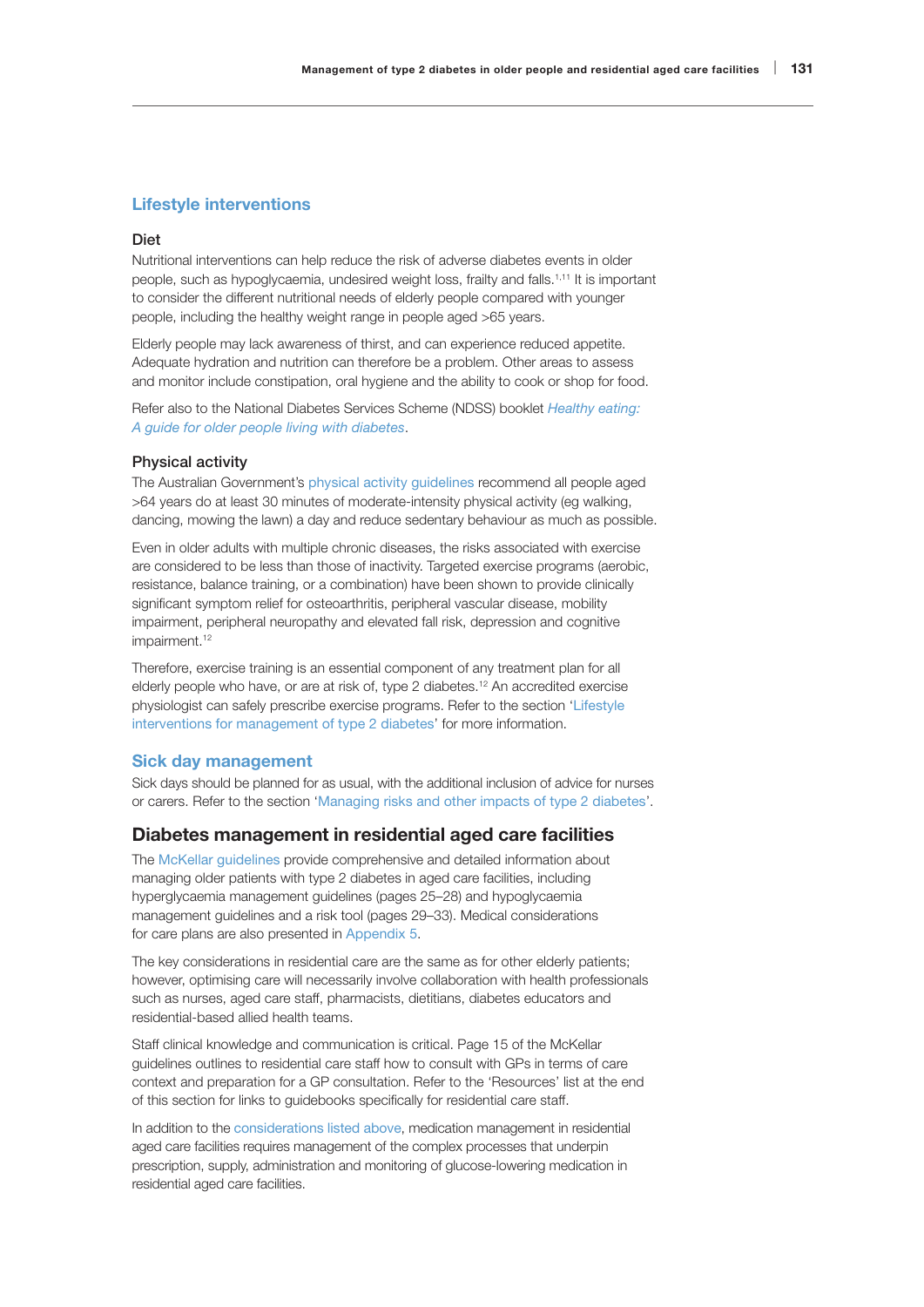## Lifestyle interventions

### Diet

Nutritional interventions can help reduce the risk of adverse diabetes events in older people, such as hypoglycaemia, undesired weight loss, frailty and falls.[1,11] It is important to consider the different nutritional needs of elderly people compared with younger people, including the healthy weight range in people aged >65 years.

Elderly people may lack awareness of thirst, and can experience reduced appetite. Adequate hydration and nutrition can therefore be a problem. Other areas to assess and monitor include constipation, oral hygiene and the ability to cook or shop for food.

Refer also to the National Diabetes Services Scheme (NDSS) booklet *Healthy eating: A guide for older people living with diabetes*.

### Physical activity

The Australian Government's physical activity guidelines recommend all people aged >64 years do at least 30 minutes of moderate-intensity physical activity (eg walking, dancing, mowing the lawn) a day and reduce sedentary behaviour as much as possible.

Even in older adults with multiple chronic diseases, the risks associated with exercise are considered to be less than those of inactivity. Targeted exercise programs (aerobic, resistance, balance training, or a combination) have been shown to provide clinically significant symptom relief for osteoarthritis, peripheral vascular disease, mobility impairment, peripheral neuropathy and elevated fall risk, depression and cognitive impairment.[12]

Therefore, exercise training is an essential component of any treatment plan for all elderly people who have, or are at risk of, type 2 diabetes.[12] An accredited exercise physiologist can safely prescribe exercise programs. Refer to the section 'Lifestyle interventions for management of type 2 diabetes' for more information.

## Sick day management

Sick days should be planned for as usual, with the additional inclusion of advice for nurses or carers. Refer to the section 'Managing risks and other impacts of type 2 diabetes'.

# Diabetes management in residential aged care facilities

The McKellar guidelines provide comprehensive and detailed information about managing older patients with type 2 diabetes in aged care facilities, including hyperglycaemia management guidelines (pages 25–28) and hypoglycaemia management guidelines and a risk tool (pages 29–33). Medical considerations for care plans are also presented in Appendix 5.

The key considerations in residential care are the same as for other elderly patients; however, optimising care will necessarily involve collaboration with health professionals such as nurses, aged care staff, pharmacists, dietitians, diabetes educators and residential-based allied health teams.

Staff clinical knowledge and communication is critical. Page 15 of the McKellar guidelines outlines to residential care staff how to consult with GPs in terms of care context and preparation for a GP consultation. Refer to the 'Resources' list at the end of this section for links to guidebooks specifically for residential care staff.

In addition to the considerations listed above, medication management in residential aged care facilities requires management of the complex processes that underpin prescription, supply, administration and monitoring of glucose-lowering medication in residential aged care facilities.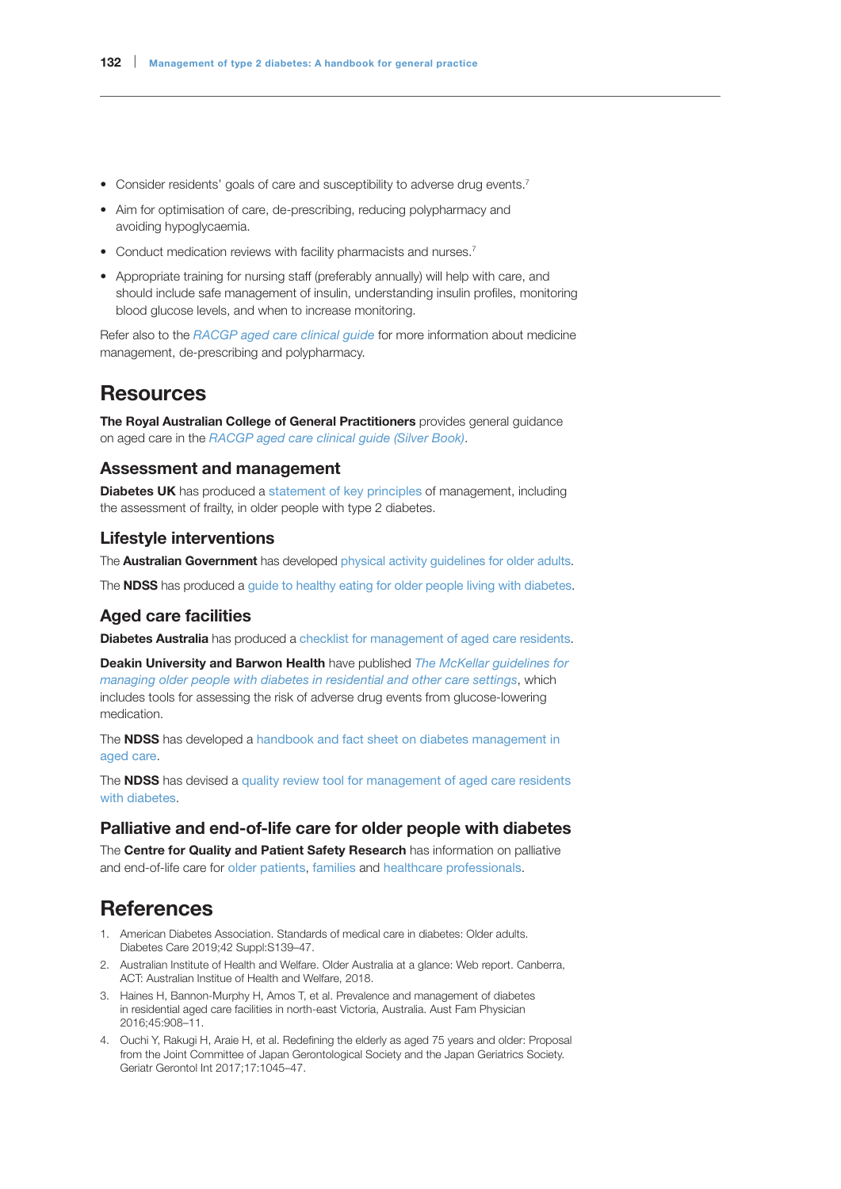- Consider residents' goals of care and susceptibility to adverse drug events.[7]
- Aim for optimisation of care, de-prescribing, reducing polypharmacy and avoiding hypoglycaemia.
- Conduct medication reviews with facility pharmacists and nurses.[7]
- Appropriate training for nursing staff (preferably annually) will help with care, and should include safe management of insulin, understanding insulin profiles, monitoring blood glucose levels, and when to increase monitoring.

Refer also to the *RACGP aged care clinical guide* for more information about medicine management, de-prescribing and polypharmacy.

# Resources

**The Royal Australian College of General Practitioners** provides general guidance on aged care in the *RACGP aged care clinical guide (Silver Book)*.

## Assessment and management

**Diabetes UK** has produced a statement of key principles of management, including the assessment of frailty, in older people with type 2 diabetes.

## Lifestyle interventions

The **Australian Government** has developed physical activity guidelines for older adults.

The **NDSS** has produced a guide to healthy eating for older people living with diabetes.

## Aged care facilities

**Diabetes Australia** has produced a checklist for management of aged care residents.

**Deakin University and Barwon Health** have published *The McKellar guidelines for managing older people with diabetes in residential and other care settings*, which includes tools for assessing the risk of adverse drug events from glucose-lowering medication.

The **NDSS** has developed a handbook and fact sheet on diabetes management in aged care.

The **NDSS** has devised a quality review tool for management of aged care residents with diabetes.

## Palliative and end-of-life care for older people with diabetes

The **Centre for Quality and Patient Safety Research** has information on palliative and end-of-life care for older patients, families and healthcare professionals.

# References

1. American Diabetes Association. Standards of medical care in diabetes: Older adults. Diabetes Care 2019;42 Suppl:S139–47.
2. Australian Institute of Health and Welfare. Older Australia at a glance: Web report. Canberra, ACT: Australian Institue of Health and Welfare, 2018.
3. Haines H, Bannon-Murphy H, Amos T, et al. Prevalence and management of diabetes in residential aged care facilities in north-east Victoria, Australia. Aust Fam Physician 2016;45:908–11.
4. Ouchi Y, Rakugi H, Araie H, et al. Redefining the elderly as aged 75 years and older: Proposal from the Joint Committee of Japan Gerontological Society and the Japan Geriatrics Society. Geriatr Gerontol Int 2017;17:1045–47.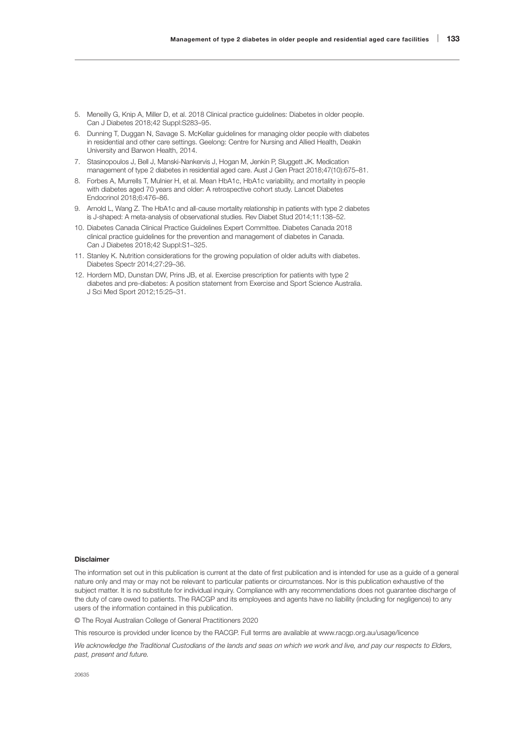5. Meneilly G, Knip A, Miller D, et al. 2018 Clinical practice guidelines: Diabetes in older people. Can J Diabetes 2018;42 Suppl:S283–95.
6. Dunning T, Duggan N, Savage S. McKellar guidelines for managing older people with diabetes in residential and other care settings. Geelong: Centre for Nursing and Allied Health, Deakin University and Barwon Health, 2014.
7. Stasinopoulos J, Bell J, Manski-Nankervis J, Hogan M, Jenkin P, Sluggett JK. Medication management of type 2 diabetes in residential aged care. Aust J Gen Pract 2018;47(10):675–81.
8. Forbes A, Murrells T, Mulnier H, et al. Mean HbA1c, HbA1c variability, and mortality in people with diabetes aged 70 years and older: A retrospective cohort study. Lancet Diabetes Endocrinol 2018;6:476–86.
9. Arnold L, Wang Z. The HbA1c and all-cause mortality relationship in patients with type 2 diabetes is J-shaped: A meta-analysis of observational studies. Rev Diabet Stud 2014;11:138–52.
10. Diabetes Canada Clinical Practice Guidelines Expert Committee. Diabetes Canada 2018 clinical practice guidelines for the prevention and management of diabetes in Canada. Can J Diabetes 2018;42 Suppl:S1–325.
11. Stanley K. Nutrition considerations for the growing population of older adults with diabetes. Diabetes Spectr 2014;27:29–36.
12. Hordern MD, Dunstan DW, Prins JB, et al. Exercise prescription for patients with type 2 diabetes and pre-diabetes: A position statement from Exercise and Sport Science Australia. J Sci Med Sport 2012;15:25–31.

**Disclaimer**

The information set out in this publication is current at the date of first publication and is intended for use as a guide of a general nature only and may or may not be relevant to particular patients or circumstances. Nor is this publication exhaustive of the subject matter. It is no substitute for individual inquiry. Compliance with any recommendations does not guarantee discharge of the duty of care owed to patients. The RACGP and its employees and agents have no liability (including for negligence) to any users of the information contained in this publication.

© The Royal Australian College of General Practitioners 2020

This resource is provided under licence by the RACGP. Full terms are available at www.racgp.org.au/usage/licence

*We acknowledge the Traditional Custodians of the lands and seas on which we work and live, and pay our respects to Elders, past, present and future.*

20635